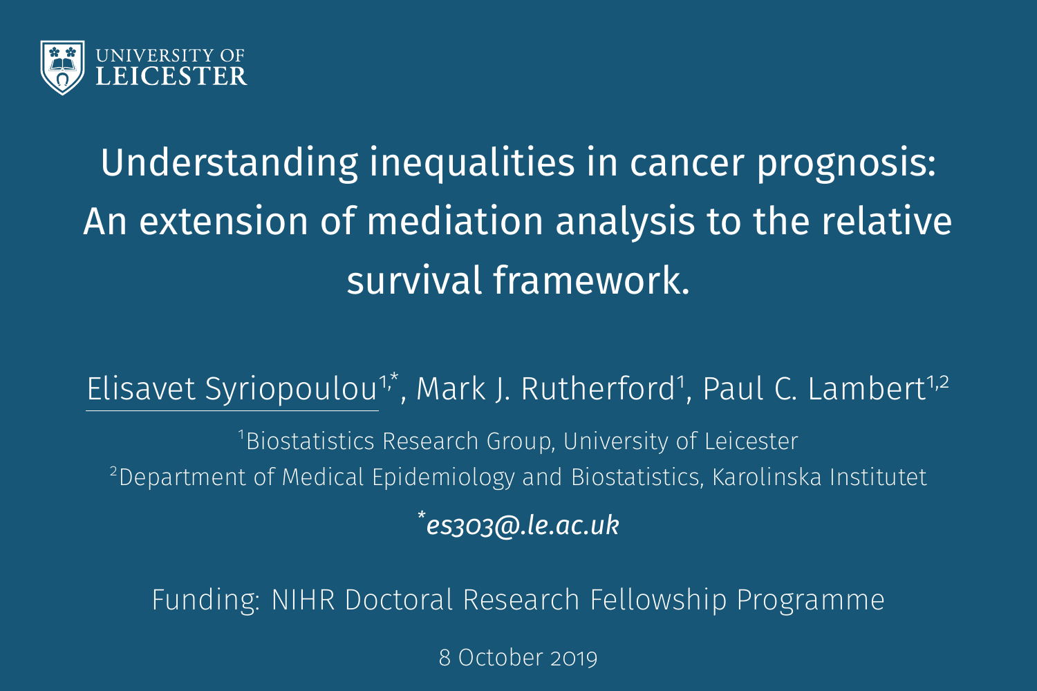UNIVERSITY OF LEICESTER

# Understanding inequalities in cancer prognosis: An extension of mediation analysis to the relative survival framework.

Elisavet Syriopoulou[1,*], Mark J. Rutherford[1], Paul C. Lambert[1,2]

[1]Biostatistics Research Group, University of Leicester

[2]Department of Medical Epidemiology and Biostatistics, Karolinska Institutet

*[*]es303@.le.ac.uk*

Funding: NIHR Doctoral Research Fellowship Programme

8 October 2019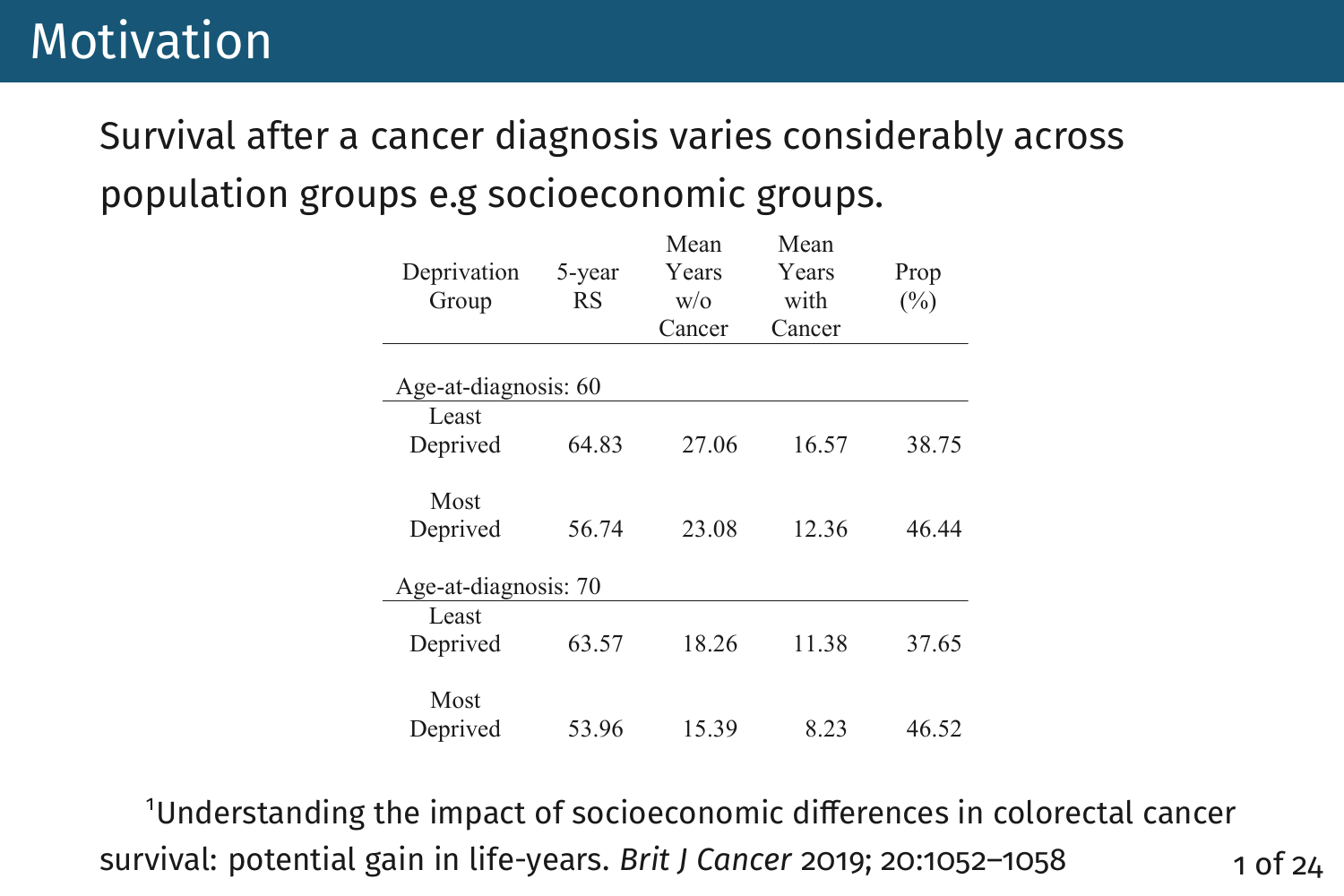# Motivation

Survival after a cancer diagnosis varies considerably across population groups e.g socioeconomic groups.

| Deprivation Group | 5-year RS | Mean Years w/o Cancer | Mean Years with Cancer | Prop (%) |
|---|---|---|---|---|
| Age-at-diagnosis: 60 | | | | |
| Least Deprived | 64.83 | 27.06 | 16.57 | 38.75 |
| Most Deprived | 56.74 | 23.08 | 12.36 | 46.44 |
| Age-at-diagnosis: 70 | | | | |
| Least Deprived | 63.57 | 18.26 | 11.38 | 37.65 |
| Most Deprived | 53.96 | 15.39 | 8.23 | 46.52 |

[1]Understanding the impact of socioeconomic differences in colorectal cancer survival: potential gain in life-years. *Brit J Cancer* 2019; 20:1052–1058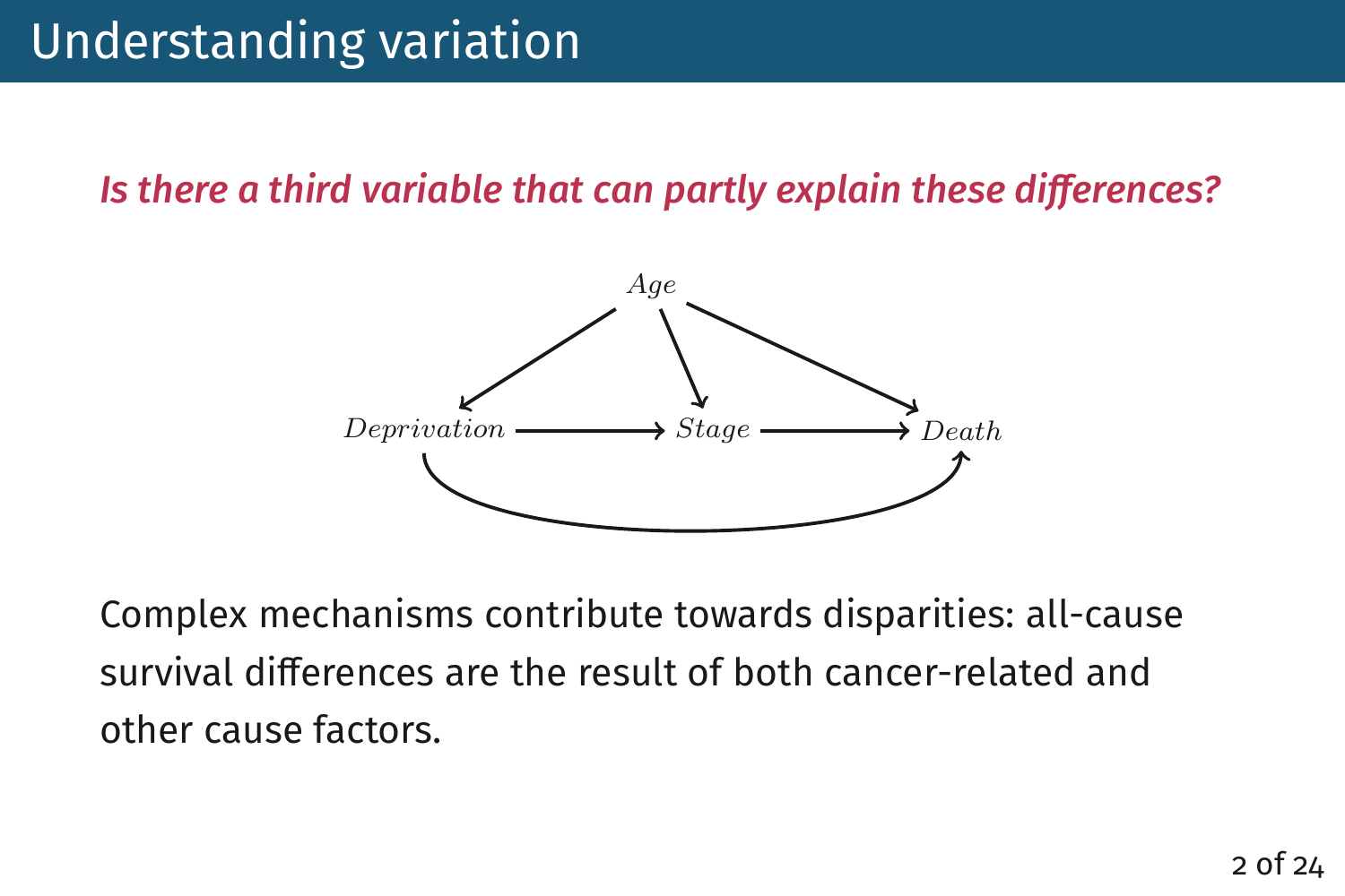# Understanding variation

***Is there a third variable that can partly explain these differences?***

$$Age \rightarrow Deprivation,\quad Age \rightarrow Stage,\quad Age \rightarrow Death$$

$$Deprivation \longrightarrow Stage \longrightarrow Death,\quad Deprivation \rightarrow Death$$

Complex mechanisms contribute towards disparities: all-cause survival differences are the result of both cancer-related and other cause factors.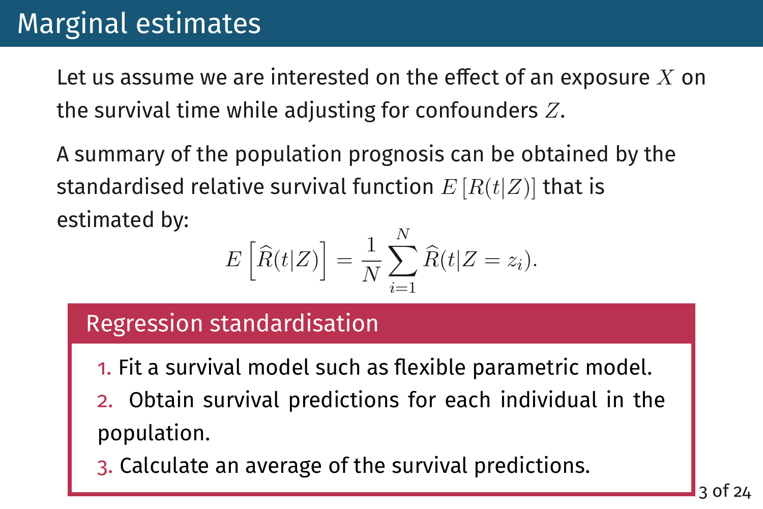# Marginal estimates

Let us assume we are interested on the effect of an exposure $X$ on the survival time while adjusting for confounders $Z$.

A summary of the population prognosis can be obtained by the standardised relative survival function $E\left[R(t|Z)\right]$ that is estimated by:

$$E\left[\widehat{R}(t|Z)\right] = \frac{1}{N}\sum_{i=1}^{N}\widehat{R}(t|Z = z_i).$$

## Regression standardisation

1. Fit a survival model such as flexible parametric model.
2. Obtain survival predictions for each individual in the population.
3. Calculate an average of the survival predictions.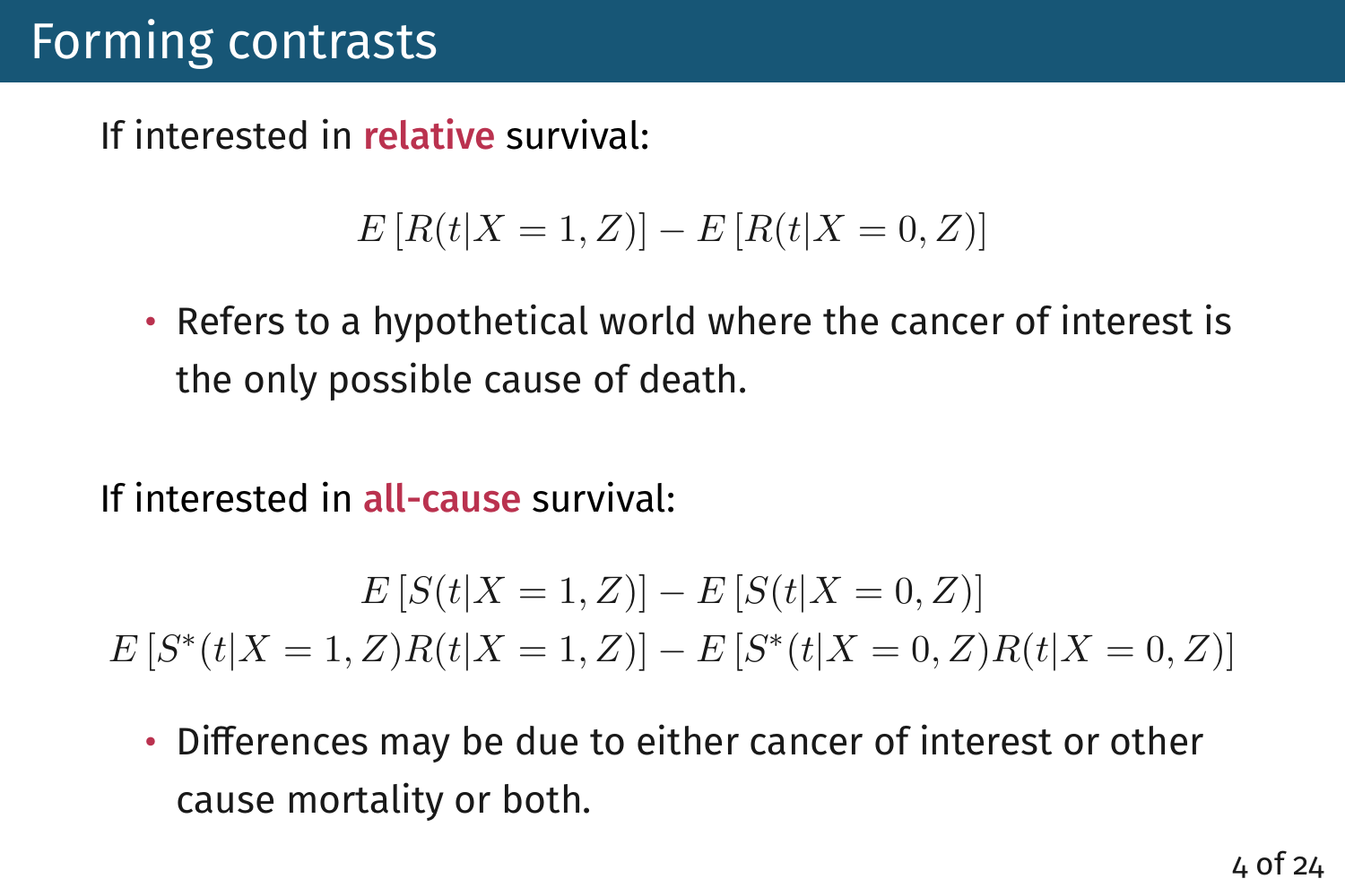# Forming contrasts

If interested in **relative** survival:

$$E\left[R(t|X=1,Z)\right] - E\left[R(t|X=0,Z)\right]$$

- Refers to a hypothetical world where the cancer of interest is the only possible cause of death.

If interested in **all-cause** survival:

$$E\left[S(t|X=1,Z)\right] - E\left[S(t|X=0,Z)\right]$$
$$E\left[S^{*}(t|X=1,Z)R(t|X=1,Z)\right] - E\left[S^{*}(t|X=0,Z)R(t|X=0,Z)\right]$$

- Differences may be due to either cancer of interest or other cause mortality or both.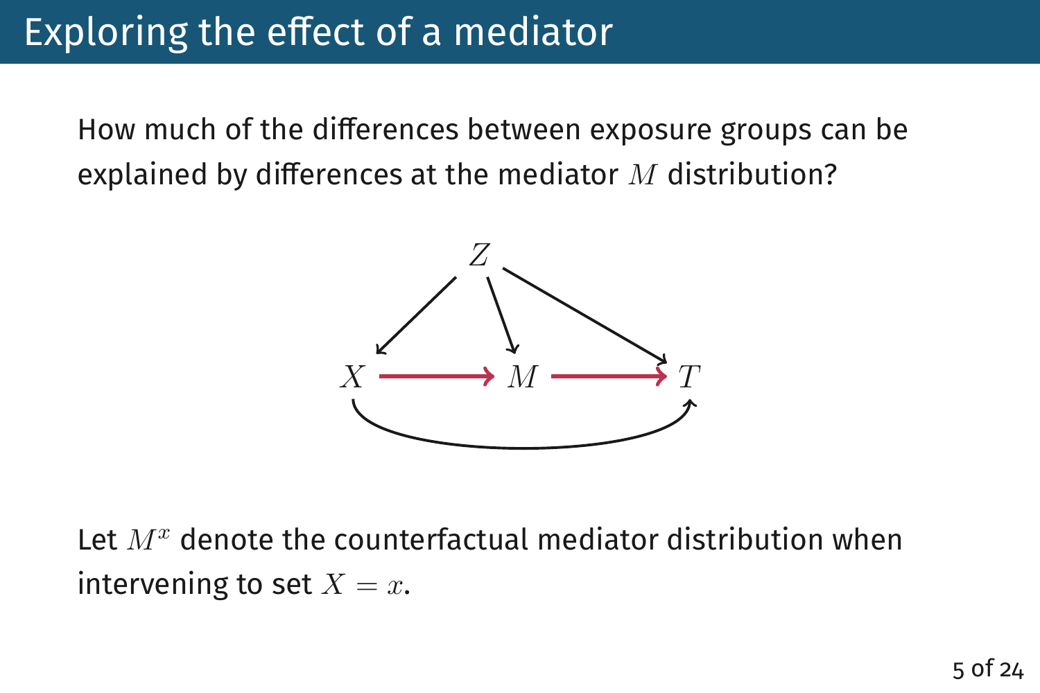# Exploring the effect of a mediator

How much of the differences between exposure groups can be explained by differences at the mediator $M$ distribution?

Let $M^x$ denote the counterfactual mediator distribution when intervening to set $X = x$.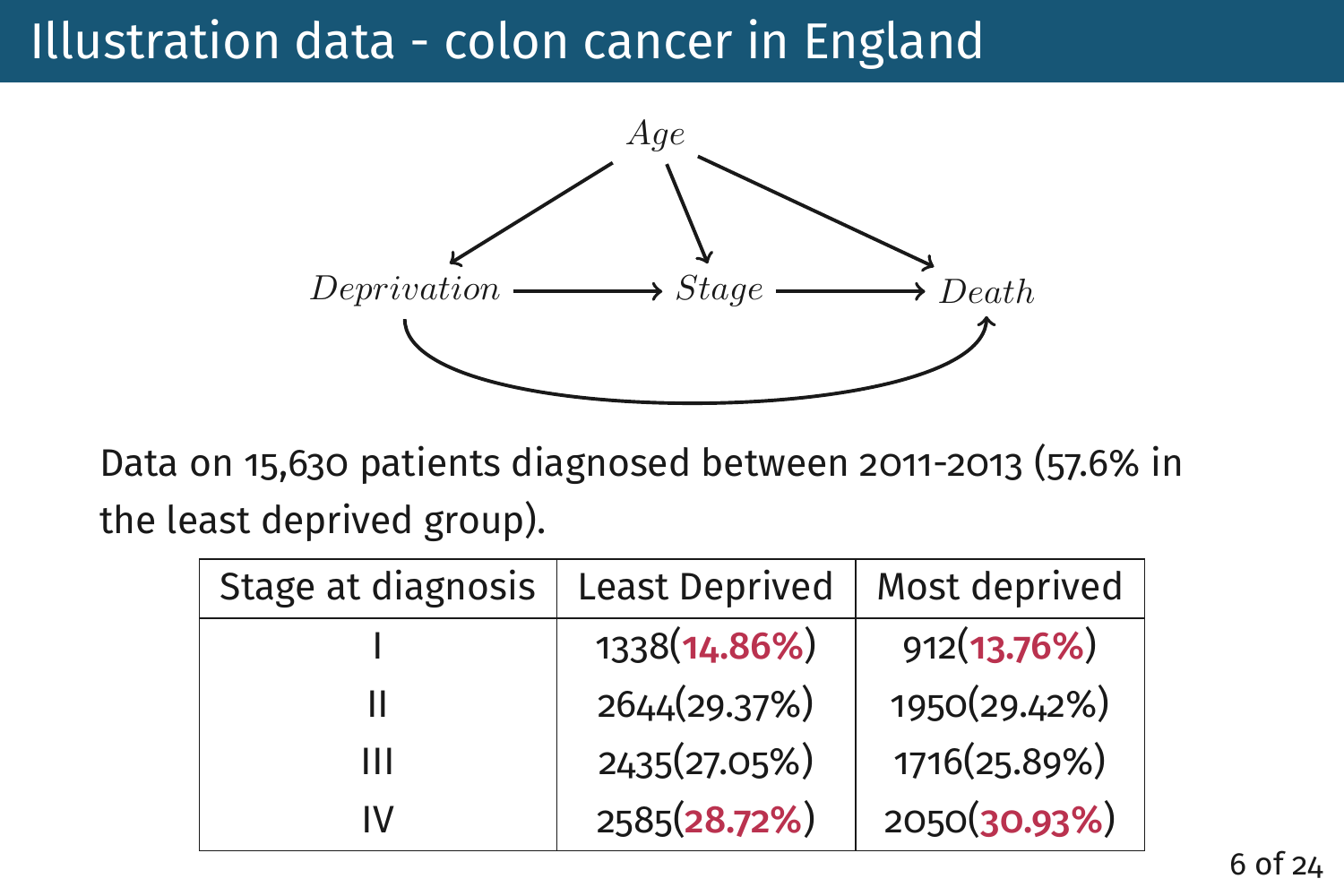# Illustration data - colon cancer in England

*Age*, *Deprivation*, *Stage*, *Death*

Data on 15,630 patients diagnosed between 2011-2013 (57.6% in the least deprived group).

| Stage at diagnosis | Least Deprived | Most deprived |
|---|---|---|
| I | 1338(**14.86%**) | 912(**13.76%**) |
| II | 2644(29.37%) | 1950(29.42%) |
| III | 2435(27.05%) | 1716(25.89%) |
| IV | 2585(**28.72%**) | 2050(**30.93%**) |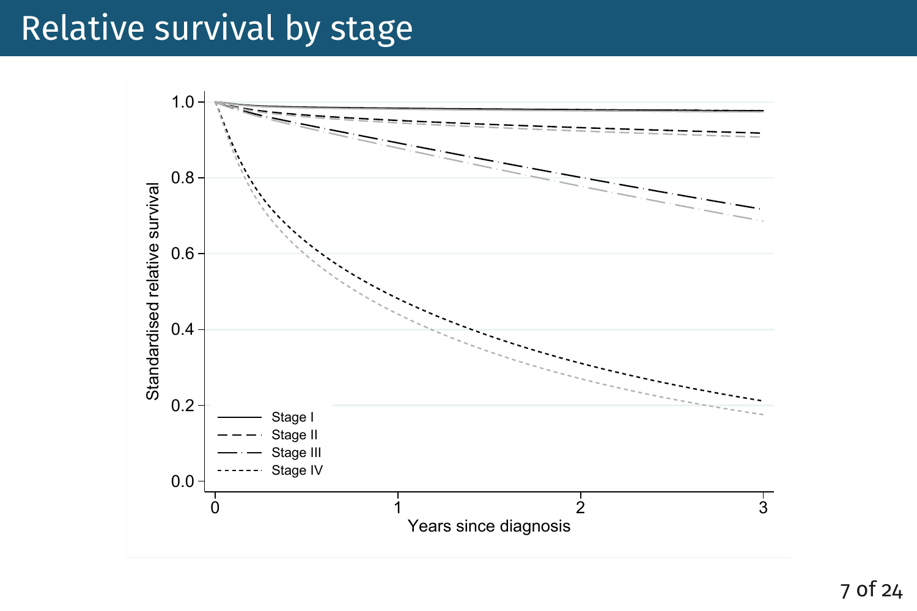# Relative survival by stage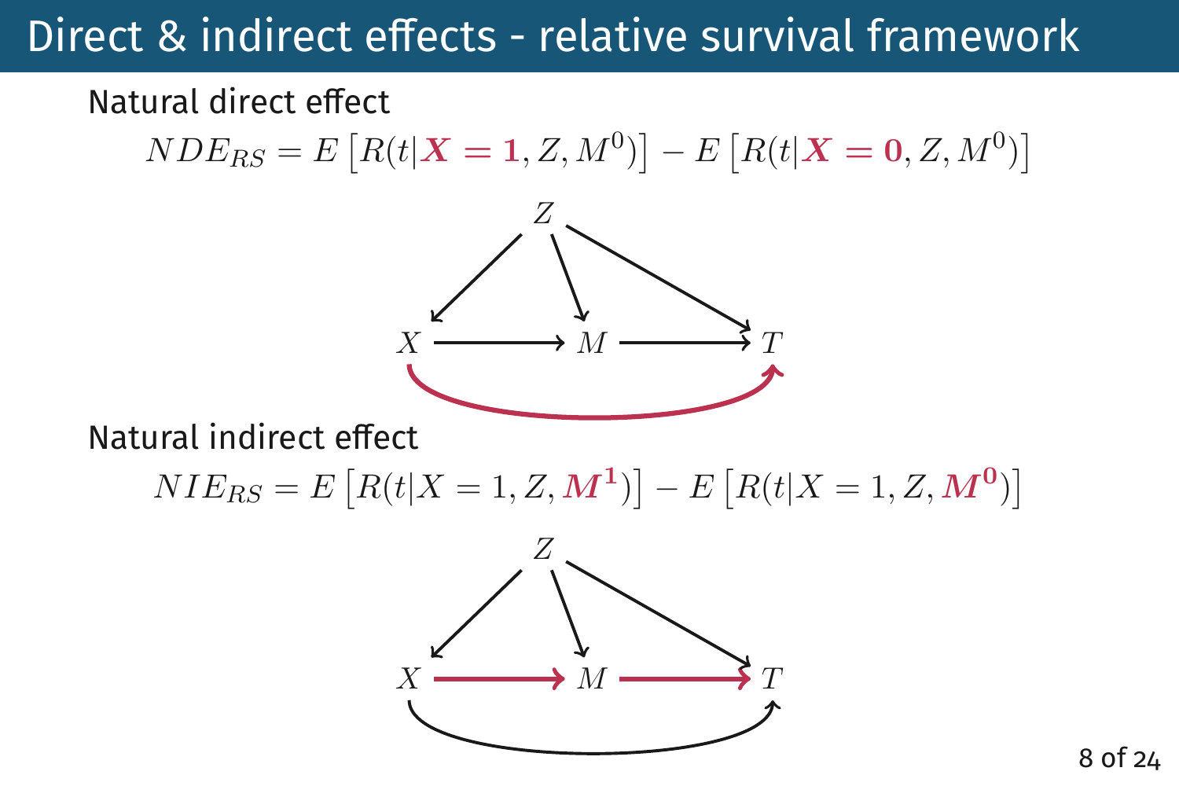# Direct & indirect effects - relative survival framework

Natural direct effect

$$NDE_{RS} = E\left[R(t|\boldsymbol{X=1}, Z, M^0)\right] - E\left[R(t|\boldsymbol{X=0}, Z, M^0)\right]$$

Natural indirect effect

$$NIE_{RS} = E\left[R(t|X=1, Z, \boldsymbol{M^1})\right] - E\left[R(t|X=1, Z, \boldsymbol{M^0})\right]$$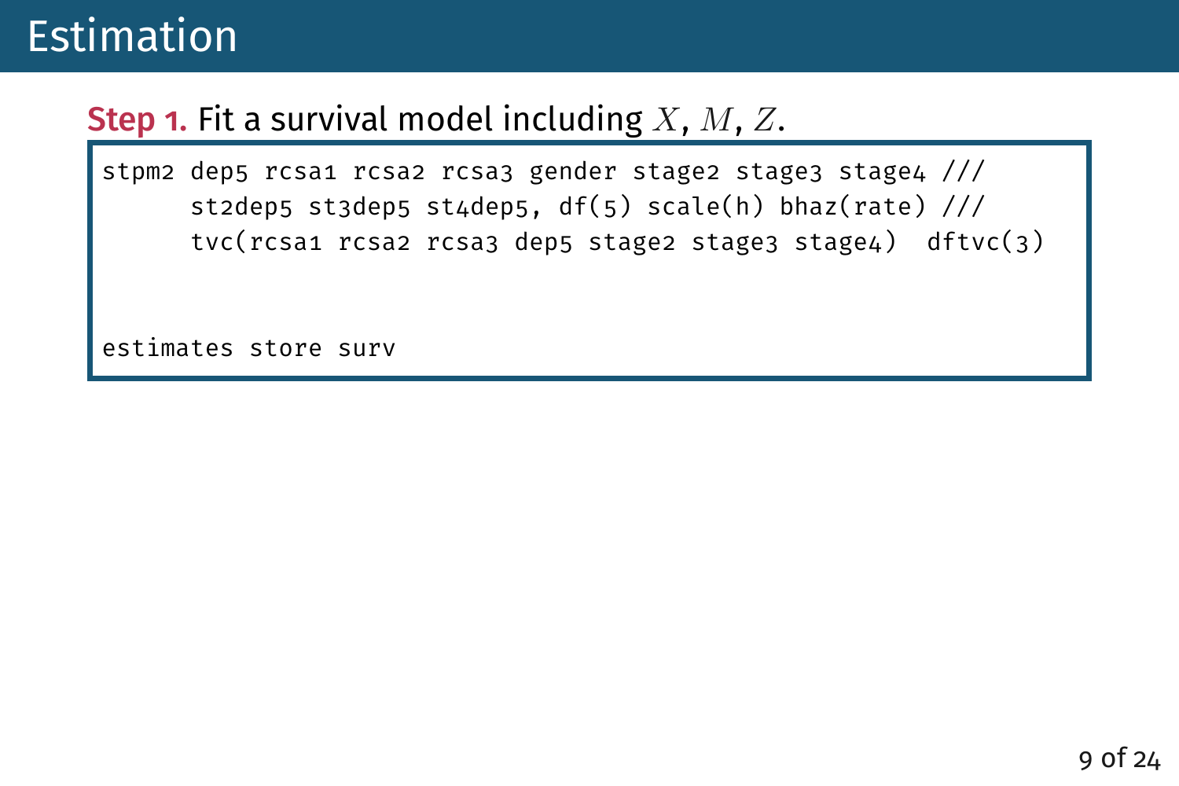# Estimation

**Step 1.** Fit a survival model including $X$, $M$, $Z$.

```
stpm2 dep5 rcsa1 rcsa2 rcsa3 gender stage2 stage3 stage4 ///
      st2dep5 st3dep5 st4dep5, df(5) scale(h) bhaz(rate) ///
      tvc(rcsa1 rcsa2 rcsa3 dep5 stage2 stage3 stage4)  dftvc(3)


estimates store surv
```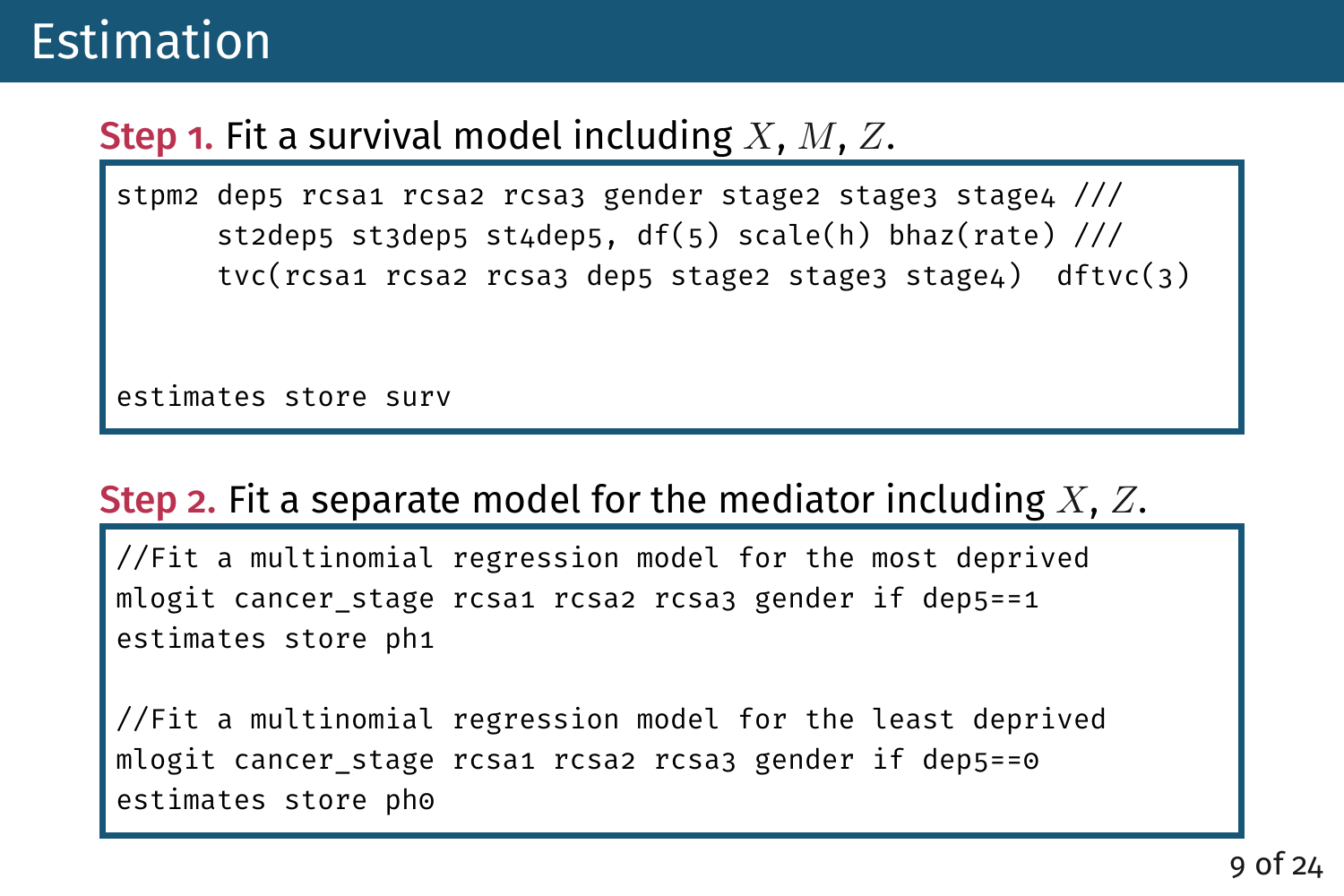# Estimation

**Step 1.** Fit a survival model including $X$, $M$, $Z$.

```
stpm2 dep5 rcsa1 rcsa2 rcsa3 gender stage2 stage3 stage4 ///
      st2dep5 st3dep5 st4dep5, df(5) scale(h) bhaz(rate) ///
      tvc(rcsa1 rcsa2 rcsa3 dep5 stage2 stage3 stage4)  dftvc(3)


estimates store surv
```

**Step 2.** Fit a separate model for the mediator including $X$, $Z$.

```
//Fit a multinomial regression model for the most deprived
mlogit cancer_stage rcsa1 rcsa2 rcsa3 gender if dep5==1
estimates store ph1

//Fit a multinomial regression model for the least deprived
mlogit cancer_stage rcsa1 rcsa2 rcsa3 gender if dep5==0
estimates store ph0
```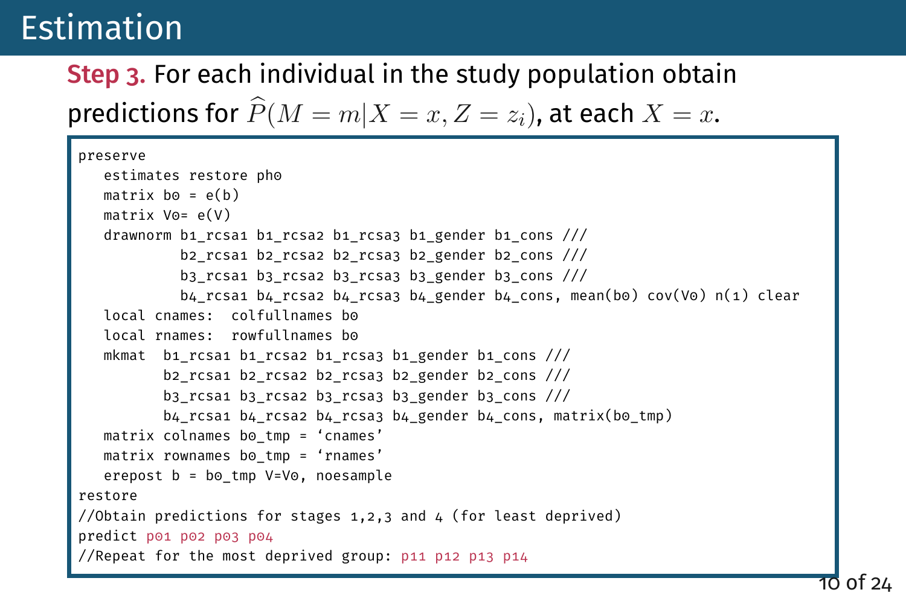# Estimation

**Step 3.** For each individual in the study population obtain predictions for $\widehat{P}(M = m|X = x, Z = z_i)$, at each $X = x$.

```
preserve
   estimates restore ph0
   matrix b0 = e(b)
   matrix V0= e(V)
   drawnorm b1_rcsa1 b1_rcsa2 b1_rcsa3 b1_gender b1_cons ///
            b2_rcsa1 b2_rcsa2 b2_rcsa3 b2_gender b2_cons ///
            b3_rcsa1 b3_rcsa2 b3_rcsa3 b3_gender b3_cons ///
            b4_rcsa1 b4_rcsa2 b4_rcsa3 b4_gender b4_cons, mean(b0) cov(V0) n(1) clear
   local cnames:  colfullnames b0
   local rnames:  rowfullnames b0
   mkmat  b1_rcsa1 b1_rcsa2 b1_rcsa3 b1_gender b1_cons ///
          b2_rcsa1 b2_rcsa2 b2_rcsa3 b2_gender b2_cons ///
          b3_rcsa1 b3_rcsa2 b3_rcsa3 b3_gender b3_cons ///
          b4_rcsa1 b4_rcsa2 b4_rcsa3 b4_gender b4_cons, matrix(b0_tmp)
   matrix colnames b0_tmp = `cnames'
   matrix rownames b0_tmp = `rnames'
   erepost b = b0_tmp V=V0, noesample
restore
//Obtain predictions for stages 1,2,3 and 4 (for least deprived)
predict p01 p02 p03 p04
//Repeat for the most deprived group: p11 p12 p13 p14
```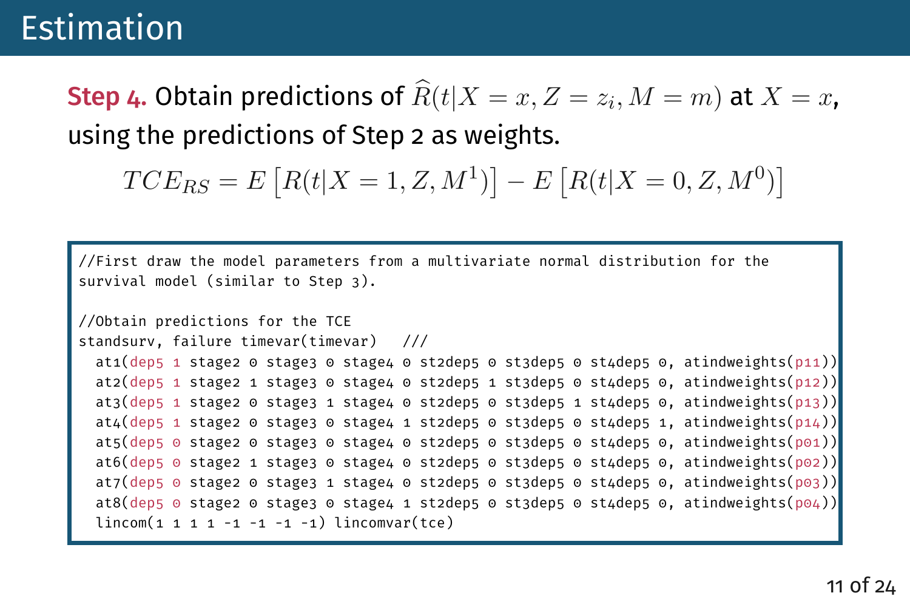# Estimation

**Step 4.** Obtain predictions of $\widehat{R}(t|X = x, Z = z_i, M = m)$ at $X = x$, using the predictions of Step 2 as weights.

$$TCE_{RS} = E\left[R(t|X = 1, Z, M^1)\right] - E\left[R(t|X = 0, Z, M^0)\right]$$

```
//First draw the model parameters from a multivariate normal distribution for the
survival model (similar to Step 3).

//Obtain predictions for the TCE
standsurv, failure timevar(timevar)   ///
  at1(dep5 1 stage2 0 stage3 0 stage4 0 st2dep5 0 st3dep5 0 st4dep5 0, atindweights(p11))
  at2(dep5 1 stage2 1 stage3 0 stage4 0 st2dep5 1 st3dep5 0 st4dep5 0, atindweights(p12))
  at3(dep5 1 stage2 0 stage3 1 stage4 0 st2dep5 0 st3dep5 1 st4dep5 0, atindweights(p13))
  at4(dep5 1 stage2 0 stage3 0 stage4 1 st2dep5 0 st3dep5 0 st4dep5 1, atindweights(p14))
  at5(dep5 0 stage2 0 stage3 0 stage4 0 st2dep5 0 st3dep5 0 st4dep5 0, atindweights(p01))
  at6(dep5 0 stage2 1 stage3 0 stage4 0 st2dep5 0 st3dep5 0 st4dep5 0, atindweights(p02))
  at7(dep5 0 stage2 0 stage3 1 stage4 0 st2dep5 0 st3dep5 0 st4dep5 0, atindweights(p03))
  at8(dep5 0 stage2 0 stage3 0 stage4 1 st2dep5 0 st3dep5 0 st4dep5 0, atindweights(p04))
  lincom(1 1 1 1 -1 -1 -1 -1) lincomvar(tce)
```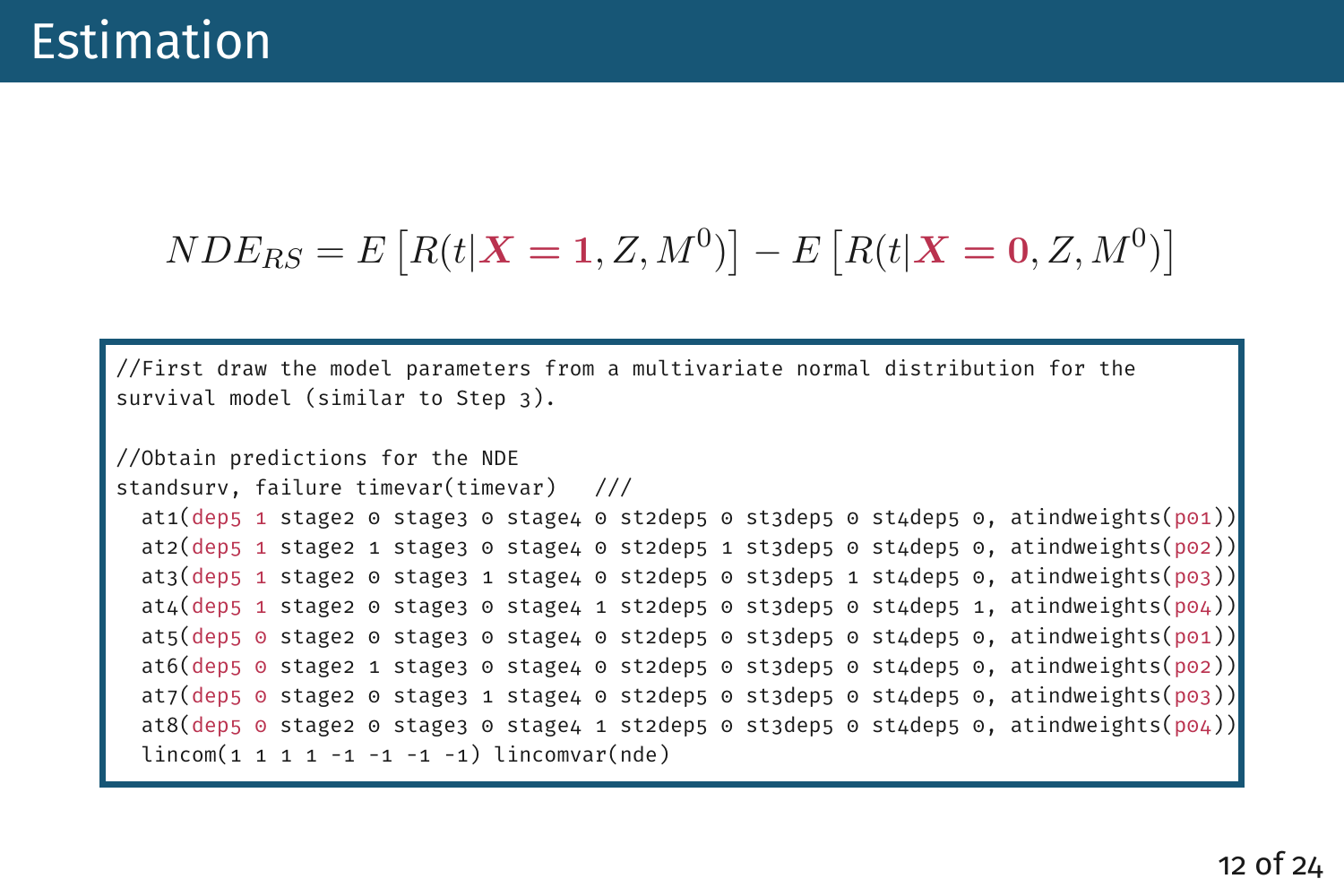# Estimation

$$NDE_{RS} = E\left[R(t|\boldsymbol{X=1}, Z, M^0)\right] - E\left[R(t|\boldsymbol{X=0}, Z, M^0)\right]$$

```
//First draw the model parameters from a multivariate normal distribution for the
survival model (similar to Step 3).

//Obtain predictions for the NDE
standsurv, failure timevar(timevar)   ///
  at1(dep5 1 stage2 0 stage3 0 stage4 0 st2dep5 0 st3dep5 0 st4dep5 0, atindweights(p01))
  at2(dep5 1 stage2 1 stage3 0 stage4 0 st2dep5 1 st3dep5 0 st4dep5 0, atindweights(p02))
  at3(dep5 1 stage2 0 stage3 1 stage4 0 st2dep5 0 st3dep5 1 st4dep5 0, atindweights(p03))
  at4(dep5 1 stage2 0 stage3 0 stage4 1 st2dep5 0 st3dep5 0 st4dep5 1, atindweights(p04))
  at5(dep5 0 stage2 0 stage3 0 stage4 0 st2dep5 0 st3dep5 0 st4dep5 0, atindweights(p01))
  at6(dep5 0 stage2 1 stage3 0 stage4 0 st2dep5 0 st3dep5 0 st4dep5 0, atindweights(p02))
  at7(dep5 0 stage2 0 stage3 1 stage4 0 st2dep5 0 st3dep5 0 st4dep5 0, atindweights(p03))
  at8(dep5 0 stage2 0 stage3 0 stage4 1 st2dep5 0 st3dep5 0 st4dep5 0, atindweights(p04))
  lincom(1 1 1 1 -1 -1 -1 -1) lincomvar(nde)
```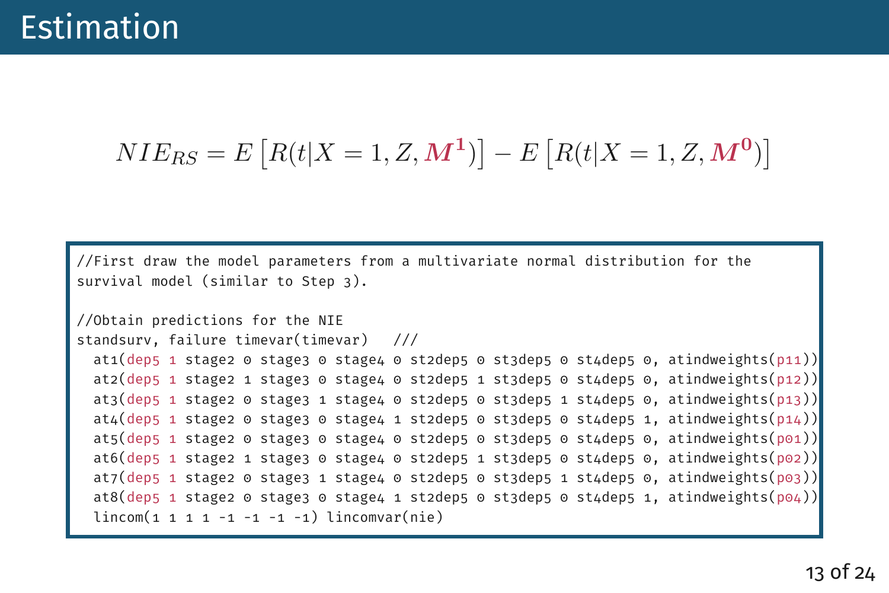# Estimation

$$NIE_{RS} = E\left[R(t|X=1,Z,\boldsymbol{M^1})\right] - E\left[R(t|X=1,Z,\boldsymbol{M^0})\right]$$

```
//First draw the model parameters from a multivariate normal distribution for the
survival model (similar to Step 3).

//Obtain predictions for the NIE
standsurv, failure timevar(timevar)   ///
  at1(dep5 1 stage2 0 stage3 0 stage4 0 st2dep5 0 st3dep5 0 st4dep5 0, atindweights(p11))
  at2(dep5 1 stage2 1 stage3 0 stage4 0 st2dep5 1 st3dep5 0 st4dep5 0, atindweights(p12))
  at3(dep5 1 stage2 0 stage3 1 stage4 0 st2dep5 0 st3dep5 1 st4dep5 0, atindweights(p13))
  at4(dep5 1 stage2 0 stage3 0 stage4 1 st2dep5 0 st3dep5 0 st4dep5 1, atindweights(p14))
  at5(dep5 1 stage2 0 stage3 0 stage4 0 st2dep5 0 st3dep5 0 st4dep5 0, atindweights(p01))
  at6(dep5 1 stage2 1 stage3 0 stage4 0 st2dep5 1 st3dep5 0 st4dep5 0, atindweights(p02))
  at7(dep5 1 stage2 0 stage3 1 stage4 0 st2dep5 0 st3dep5 1 st4dep5 0, atindweights(p03))
  at8(dep5 1 stage2 0 stage3 0 stage4 1 st2dep5 0 st3dep5 0 st4dep5 1, atindweights(p04))
  lincom(1 1 1 1 -1 -1 -1 -1) lincomvar(nie)
```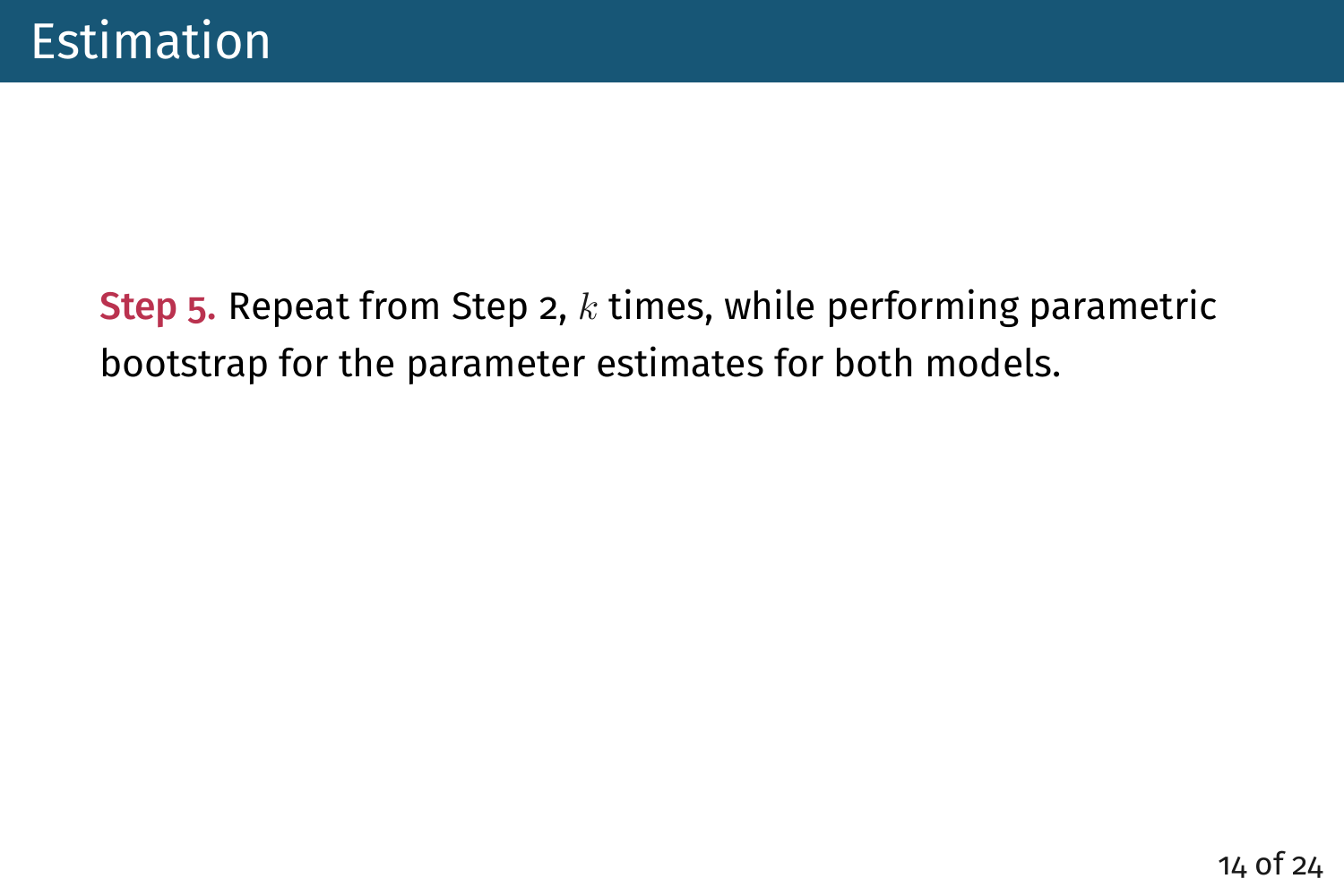# Estimation

**Step 5.** Repeat from Step 2, $k$ times, while performing parametric bootstrap for the parameter estimates for both models.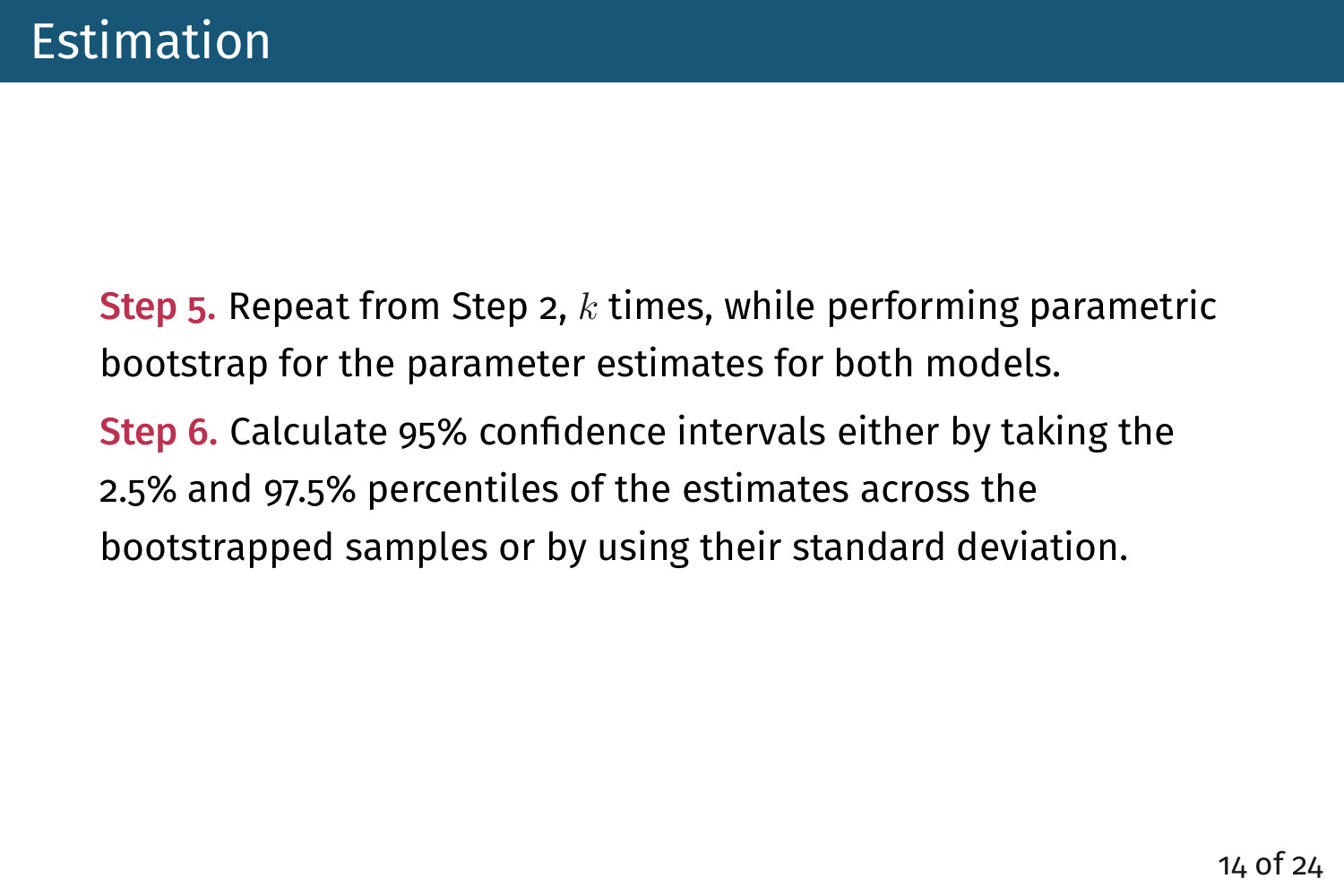# Estimation

**Step 5.** Repeat from Step 2, $k$ times, while performing parametric bootstrap for the parameter estimates for both models.

**Step 6.** Calculate 95% confidence intervals either by taking the 2.5% and 97.5% percentiles of the estimates across the bootstrapped samples or by using their standard deviation.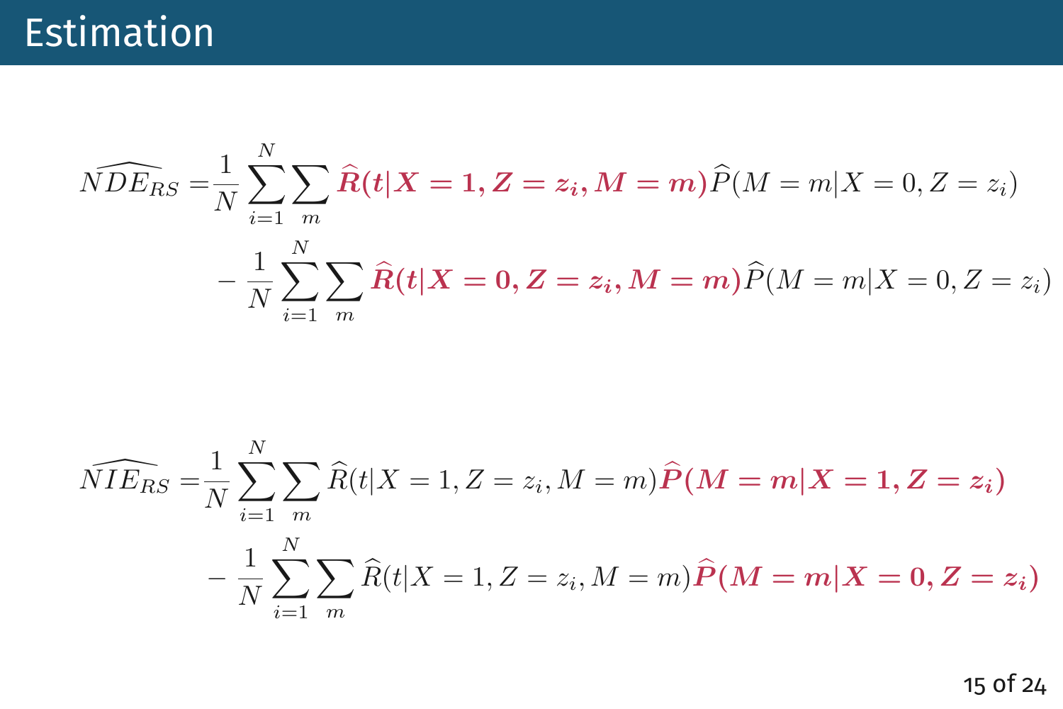# Estimation

$$
\begin{aligned}
\widehat{NDE_{RS}} =& \frac{1}{N}\sum_{i=1}^{N}\sum_{m} \boldsymbol{\widehat{R}(t|X=1, Z=z_i, M=m)} \widehat{P}(M=m|X=0, Z=z_i) \\
& - \frac{1}{N}\sum_{i=1}^{N}\sum_{m} \boldsymbol{\widehat{R}(t|X=0, Z=z_i, M=m)} \widehat{P}(M=m|X=0, Z=z_i)
\end{aligned}
$$

$$
\begin{aligned}
\widehat{NIE_{RS}} =& \frac{1}{N}\sum_{i=1}^{N}\sum_{m} \widehat{R}(t|X=1, Z=z_i, M=m) \boldsymbol{\widehat{P}(M=m|X=1, Z=z_i)} \\
& - \frac{1}{N}\sum_{i=1}^{N}\sum_{m} \widehat{R}(t|X=1, Z=z_i, M=m) \boldsymbol{\widehat{P}(M=m|X=0, Z=z_i)}
\end{aligned}
$$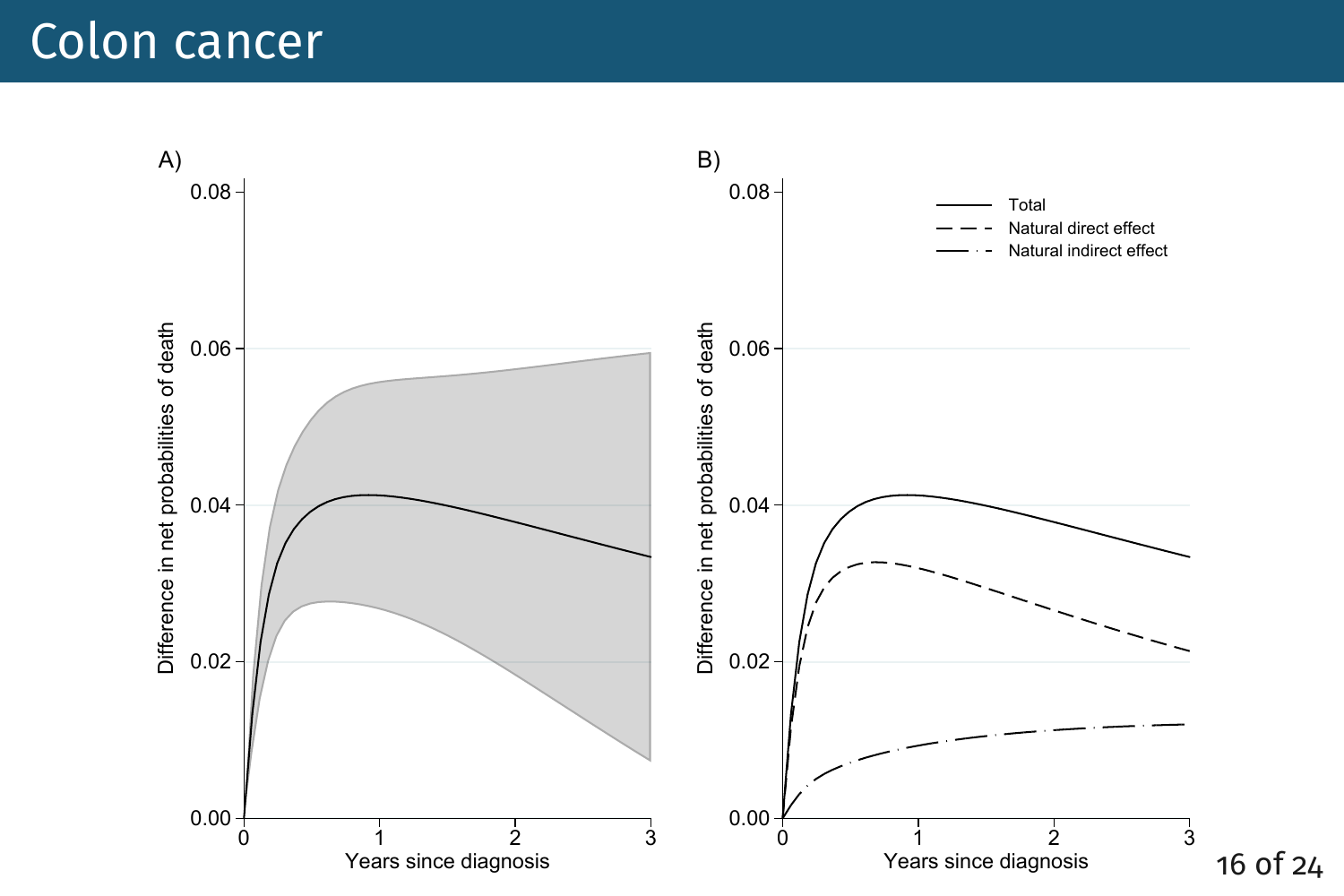# Colon cancer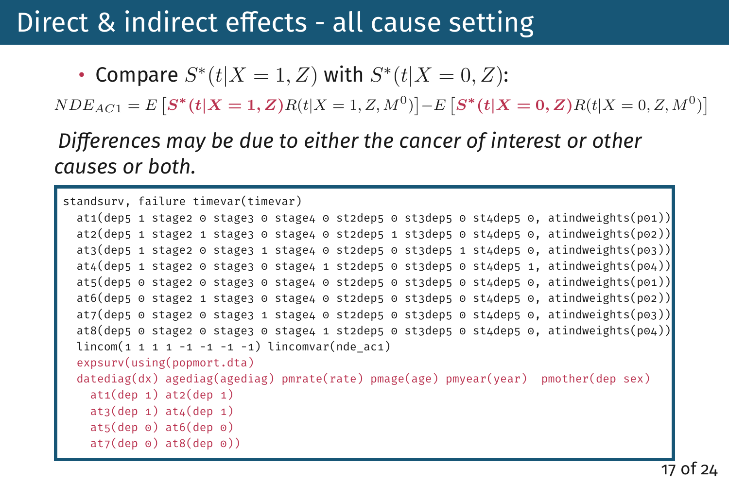# Direct & indirect effects - all cause setting

- Compare $S^*(t|X=1,Z)$ with $S^*(t|X=0,Z)$:

$$NDE_{AC1} = E\left[\boldsymbol{S^*(t|X=1,Z)}R(t|X=1,Z,M^0)\right] - E\left[\boldsymbol{S^*(t|X=0,Z)}R(t|X=0,Z,M^0)\right]$$

*Differences may be due to either the cancer of interest or other causes or both.*

```
standsurv, failure timevar(timevar)
  at1(dep5 1 stage2 0 stage3 0 stage4 0 st2dep5 0 st3dep5 0 st4dep5 0, atindweights(p01))
  at2(dep5 1 stage2 1 stage3 0 stage4 0 st2dep5 1 st3dep5 0 st4dep5 0, atindweights(p02))
  at3(dep5 1 stage2 0 stage3 1 stage4 0 st2dep5 0 st3dep5 1 st4dep5 0, atindweights(p03))
  at4(dep5 1 stage2 0 stage3 0 stage4 1 st2dep5 0 st3dep5 0 st4dep5 1, atindweights(p04))
  at5(dep5 0 stage2 0 stage3 0 stage4 0 st2dep5 0 st3dep5 0 st4dep5 0, atindweights(p01))
  at6(dep5 0 stage2 1 stage3 0 stage4 0 st2dep5 0 st3dep5 0 st4dep5 0, atindweights(p02))
  at7(dep5 0 stage2 0 stage3 1 stage4 0 st2dep5 0 st3dep5 0 st4dep5 0, atindweights(p03))
  at8(dep5 0 stage2 0 stage3 0 stage4 1 st2dep5 0 st3dep5 0 st4dep5 0, atindweights(p04))
  lincom(1 1 1 1 -1 -1 -1 -1) lincomvar(nde_ac1)
  expsurv(using(popmort.dta)
  datediag(dx) agediag(agediag) pmrate(rate) pmage(age) pmyear(year)  pmother(dep sex)
    at1(dep 1) at2(dep 1)
    at3(dep 1) at4(dep 1)
    at5(dep 0) at6(dep 0)
    at7(dep 0) at8(dep 0))
```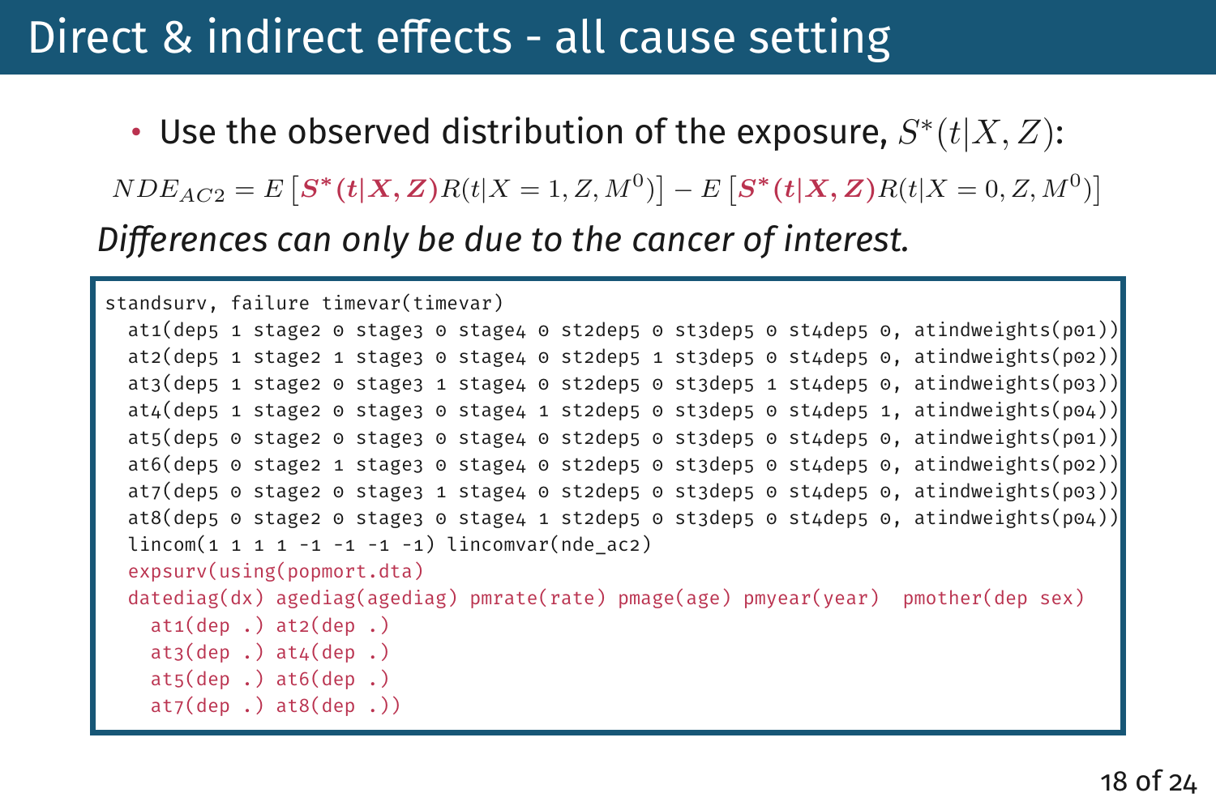# Direct & indirect effects - all cause setting

- Use the observed distribution of the exposure, $S^{*}(t|X,Z)$:

$$NDE_{AC2} = E\left[\boldsymbol{S^{*}(t|X,Z)}R(t|X=1,Z,M^{0})\right] - E\left[\boldsymbol{S^{*}(t|X,Z)}R(t|X=0,Z,M^{0})\right]$$

*Differences can only be due to the cancer of interest.*

```
standsurv, failure timevar(timevar)
  at1(dep5 1 stage2 0 stage3 0 stage4 0 st2dep5 0 st3dep5 0 st4dep5 0, atindweights(po1))
  at2(dep5 1 stage2 1 stage3 0 stage4 0 st2dep5 1 st3dep5 0 st4dep5 0, atindweights(po2))
  at3(dep5 1 stage2 0 stage3 1 stage4 0 st2dep5 0 st3dep5 1 st4dep5 0, atindweights(po3))
  at4(dep5 1 stage2 0 stage3 0 stage4 1 st2dep5 0 st3dep5 0 st4dep5 1, atindweights(po4))
  at5(dep5 0 stage2 0 stage3 0 stage4 0 st2dep5 0 st3dep5 0 st4dep5 0, atindweights(po1))
  at6(dep5 0 stage2 1 stage3 0 stage4 0 st2dep5 0 st3dep5 0 st4dep5 0, atindweights(po2))
  at7(dep5 0 stage2 0 stage3 1 stage4 0 st2dep5 0 st3dep5 0 st4dep5 0, atindweights(po3))
  at8(dep5 0 stage2 0 stage3 0 stage4 1 st2dep5 0 st3dep5 0 st4dep5 0, atindweights(po4))
  lincom(1 1 1 1 -1 -1 -1 -1) lincomvar(nde_ac2)
  expsurv(using(popmort.dta)
  datediag(dx) agediag(agediag) pmrate(rate) pmage(age) pmyear(year)  pmother(dep sex)
    at1(dep .) at2(dep .)
    at3(dep .) at4(dep .)
    at5(dep .) at6(dep .)
    at7(dep .) at8(dep .))
```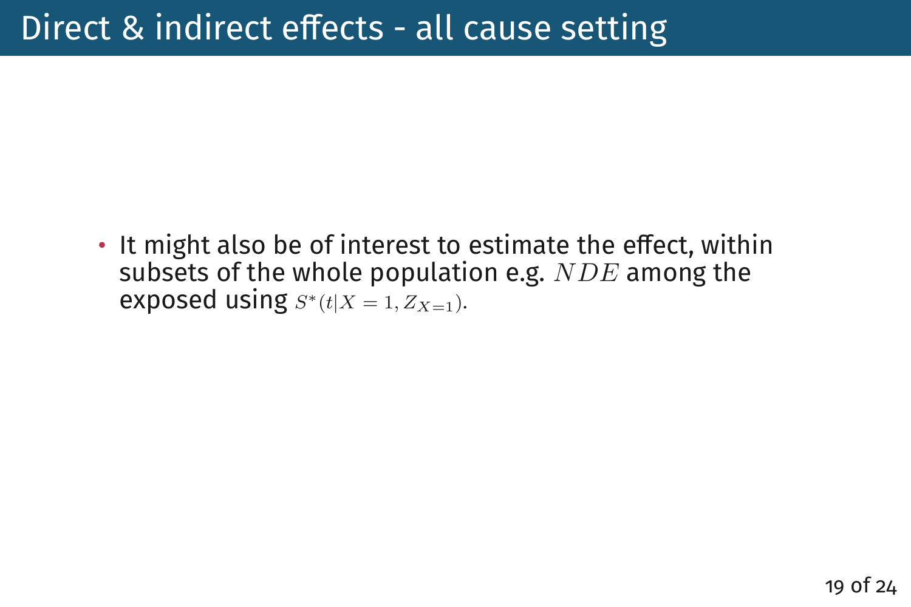# Direct & indirect effects - all cause setting

- It might also be of interest to estimate the effect, within subsets of the whole population e.g. $NDE$ among the exposed using $S^{*}(t|X=1, Z_{X=1})$.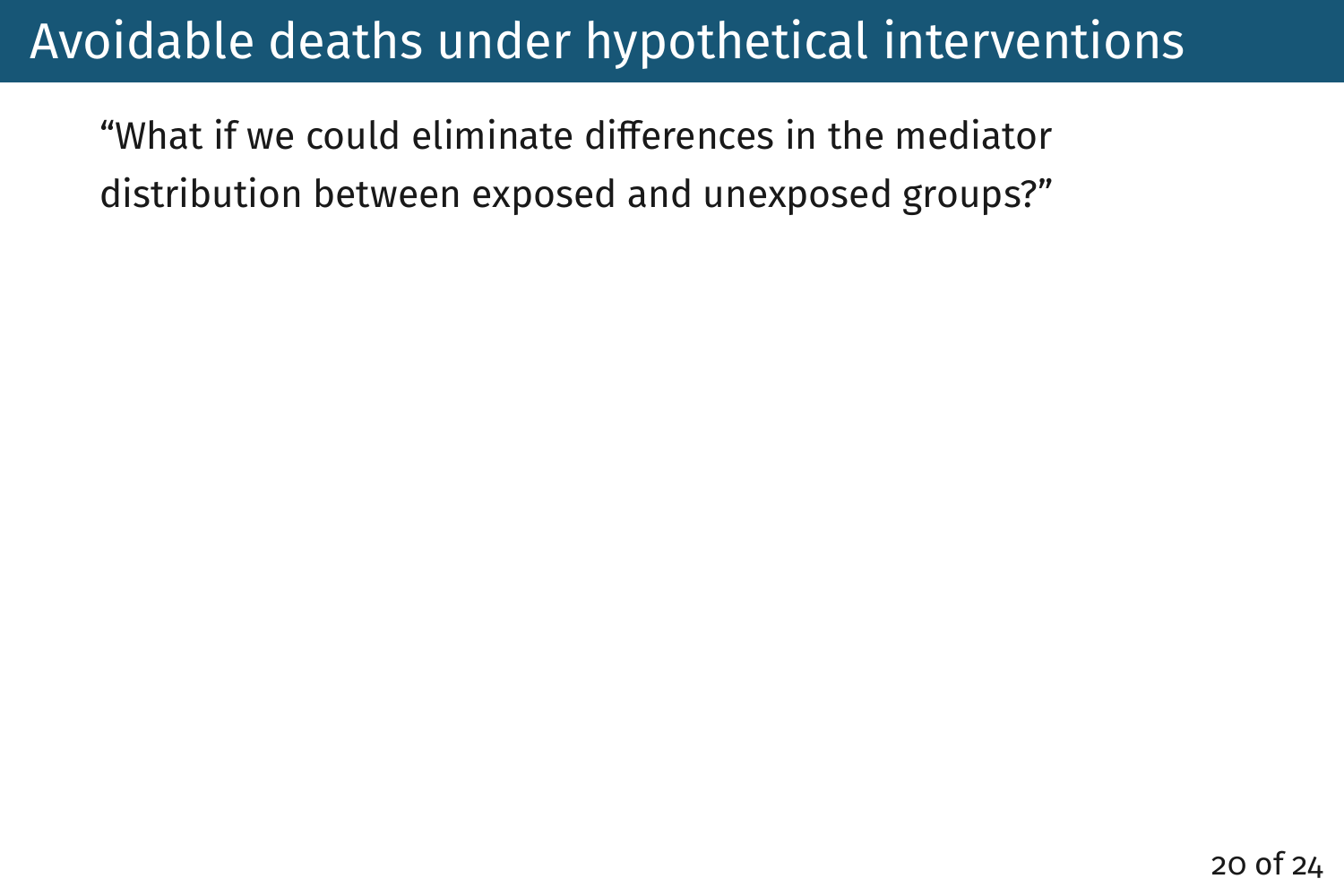# Avoidable deaths under hypothetical interventions

"What if we could eliminate differences in the mediator distribution between exposed and unexposed groups?"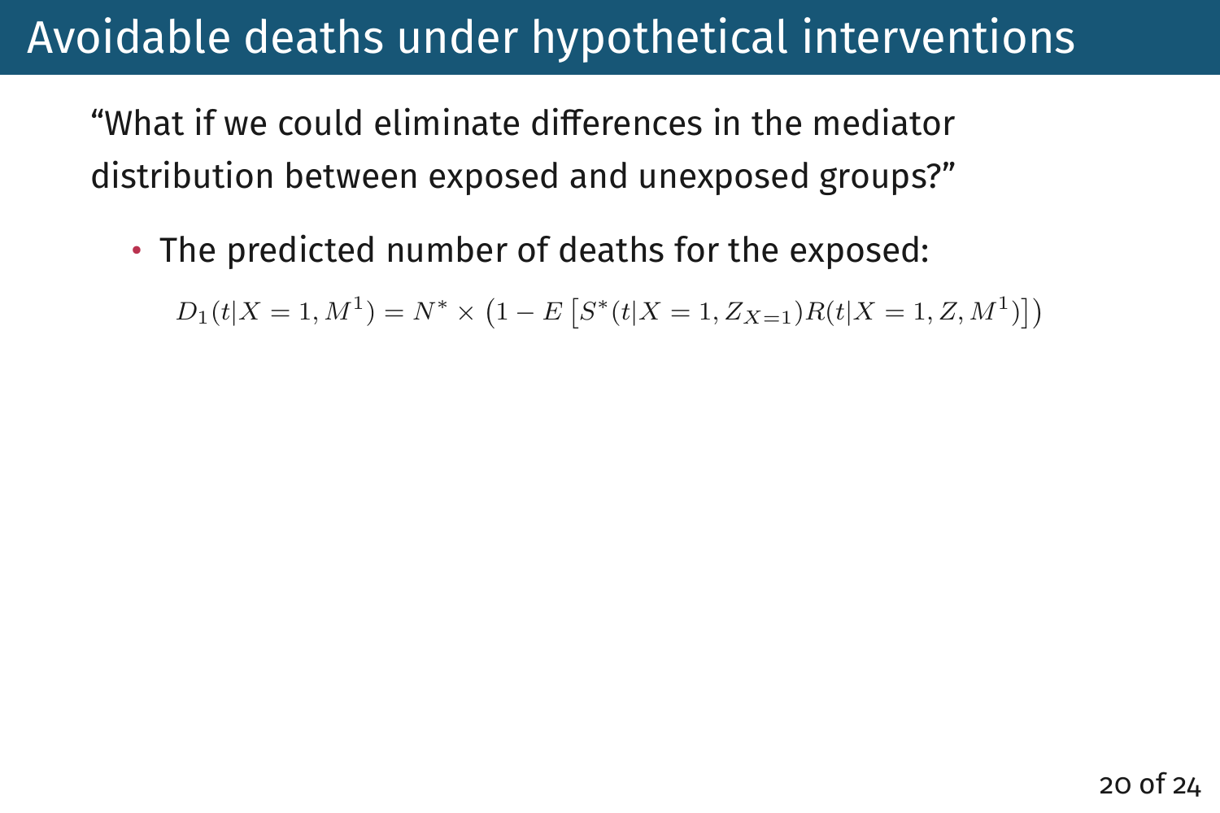# Avoidable deaths under hypothetical interventions

"What if we could eliminate differences in the mediator distribution between exposed and unexposed groups?"

- The predicted number of deaths for the exposed:

$$D_1(t|X=1,M^1) = N^* \times \left(1 - E\left[S^*(t|X=1,Z_{X=1})R(t|X=1,Z,M^1)\right]\right)$$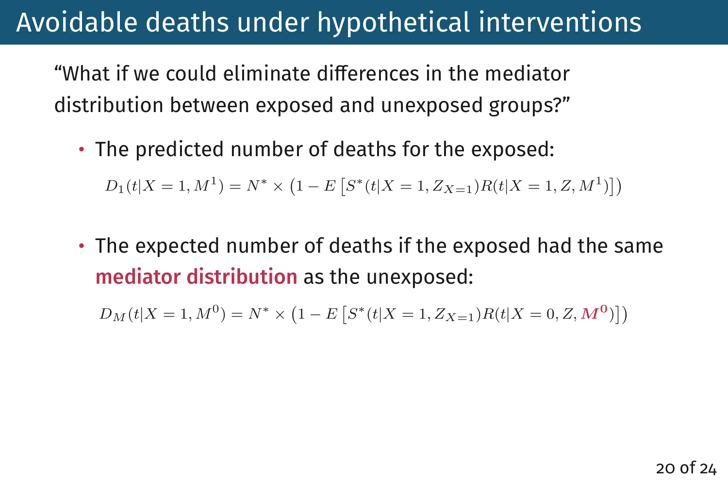# Avoidable deaths under hypothetical interventions

"What if we could eliminate differences in the mediator distribution between exposed and unexposed groups?"

- The predicted number of deaths for the exposed:

$$D_1(t|X=1,M^1) = N^* \times \left(1 - E\left[S^*(t|X=1,Z_{X=1})R(t|X=1,Z,M^1)\right]\right)$$

- The expected number of deaths if the exposed had the same **mediator distribution** as the unexposed:

$$D_M(t|X=1,M^0) = N^* \times \left(1 - E\left[S^*(t|X=1,Z_{X=1})R(t|X=0,Z,\boldsymbol{M^0})\right]\right)$$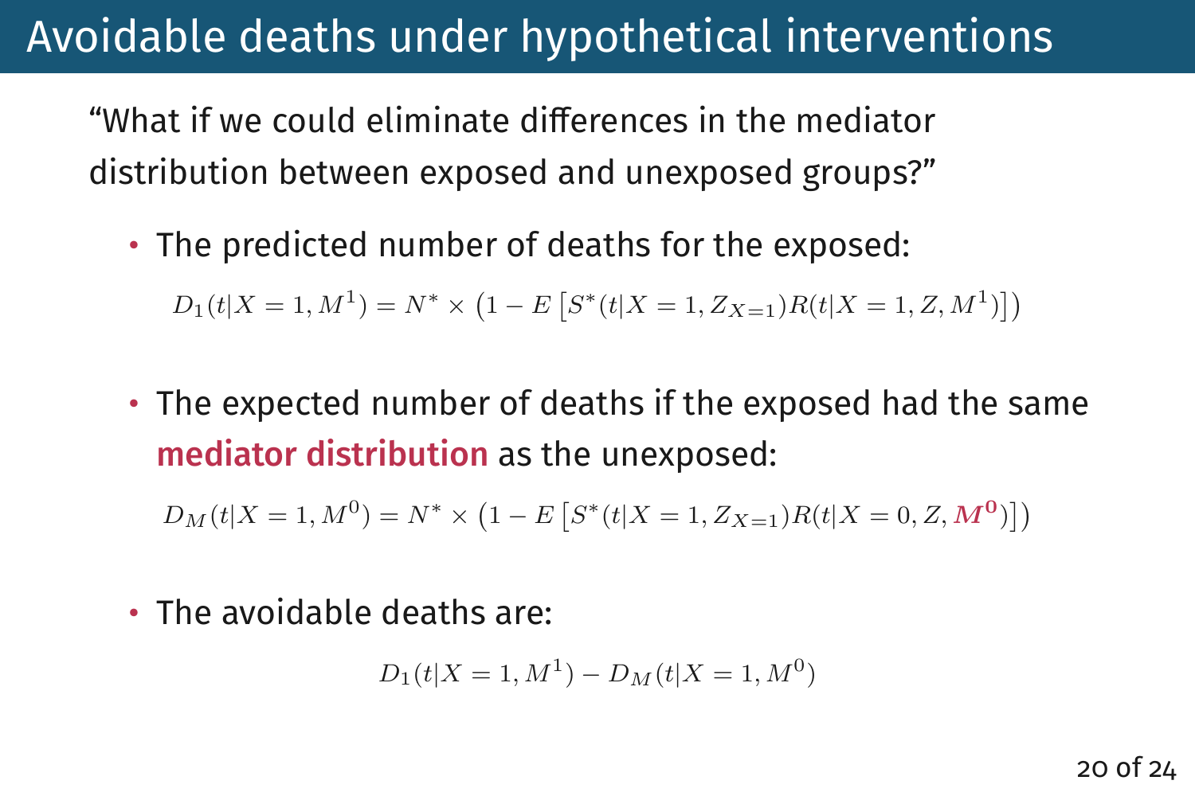# Avoidable deaths under hypothetical interventions

"What if we could eliminate differences in the mediator distribution between exposed and unexposed groups?"

- The predicted number of deaths for the exposed:

$$D_1(t|X=1, M^1) = N^* \times \left(1 - E\left[S^*(t|X=1, Z_{X=1})R(t|X=1, Z, M^1)\right]\right)$$

- The expected number of deaths if the exposed had the same **mediator distribution** as the unexposed:

$$D_M(t|X=1, M^0) = N^* \times \left(1 - E\left[S^*(t|X=1, Z_{X=1})R(t|X=0, Z, \boldsymbol{M^0})\right]\right)$$

- The avoidable deaths are:

$$D_1(t|X=1, M^1) - D_M(t|X=1, M^0)$$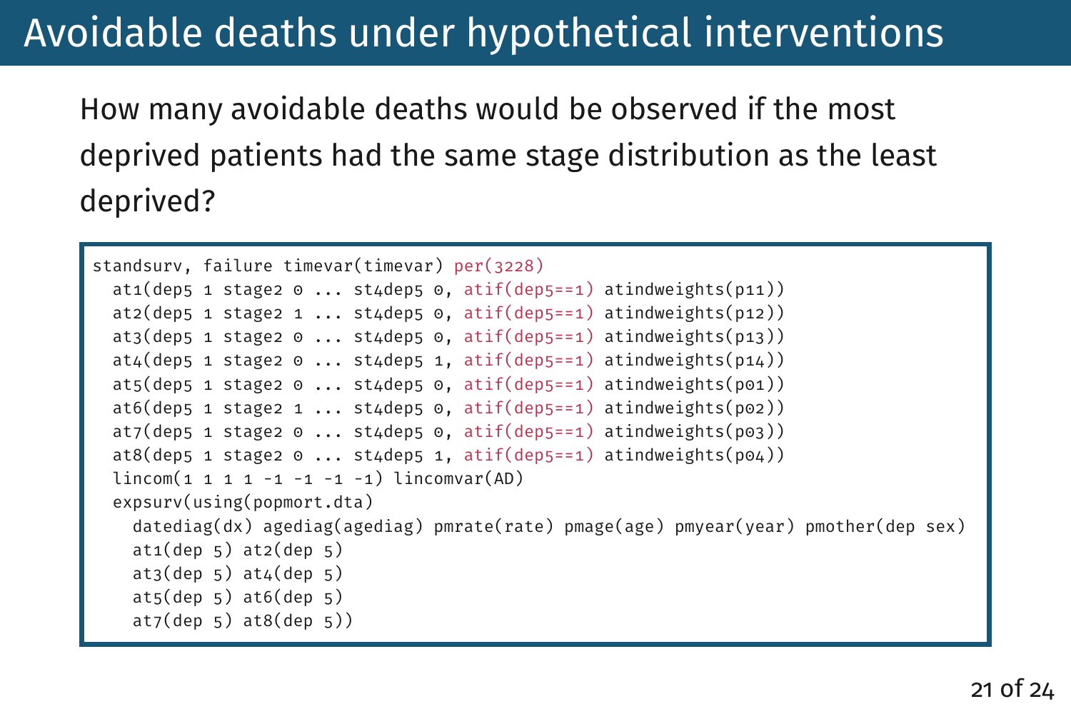# Avoidable deaths under hypothetical interventions

How many avoidable deaths would be observed if the most deprived patients had the same stage distribution as the least deprived?

```
standsurv, failure timevar(timevar) per(3228)
  at1(dep5 1 stage2 0 ... st4dep5 0, atif(dep5==1) atindweights(p11))
  at2(dep5 1 stage2 1 ... st4dep5 0, atif(dep5==1) atindweights(p12))
  at3(dep5 1 stage2 0 ... st4dep5 0, atif(dep5==1) atindweights(p13))
  at4(dep5 1 stage2 0 ... st4dep5 1, atif(dep5==1) atindweights(p14))
  at5(dep5 1 stage2 0 ... st4dep5 0, atif(dep5==1) atindweights(p01))
  at6(dep5 1 stage2 1 ... st4dep5 0, atif(dep5==1) atindweights(p02))
  at7(dep5 1 stage2 0 ... st4dep5 0, atif(dep5==1) atindweights(p03))
  at8(dep5 1 stage2 0 ... st4dep5 1, atif(dep5==1) atindweights(p04))
  lincom(1 1 1 1 -1 -1 -1 -1) lincomvar(AD)
  expsurv(using(popmort.dta)
    datediag(dx) agediag(agediag) pmrate(rate) pmage(age) pmyear(year) pmother(dep sex)
    at1(dep 5) at2(dep 5)
    at3(dep 5) at4(dep 5)
    at5(dep 5) at6(dep 5)
    at7(dep 5) at8(dep 5))
```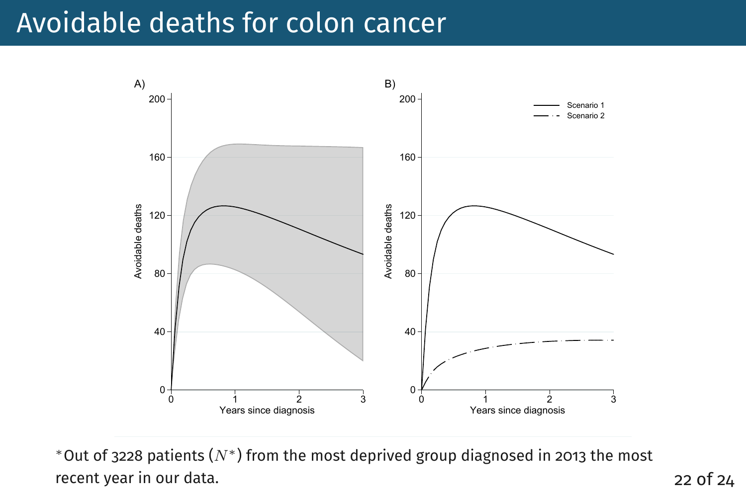# Avoidable deaths for colon cancer

A) B)

$^*$Out of 3228 patients ($N^*$) from the most deprived group diagnosed in 2013 the most recent year in our data.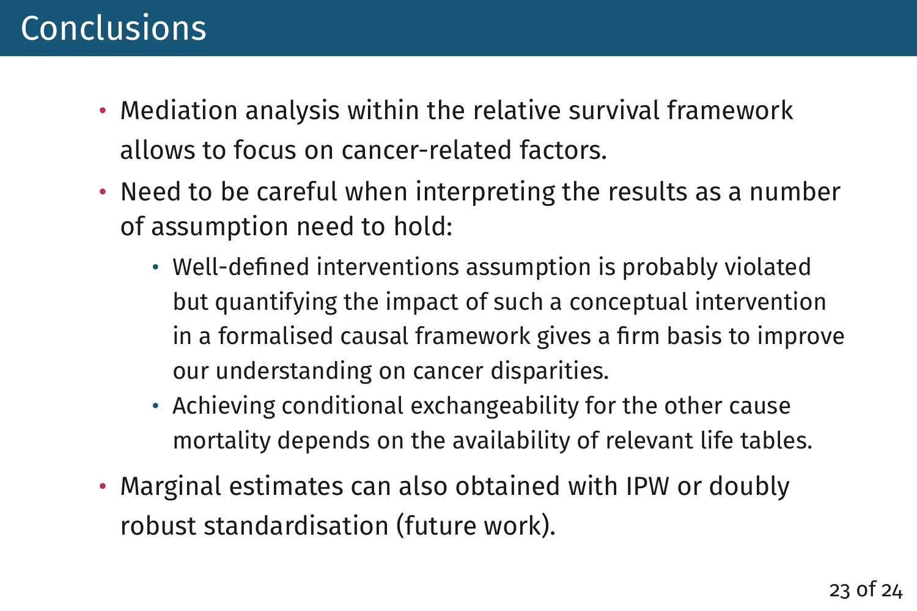# Conclusions

- Mediation analysis within the relative survival framework allows to focus on cancer-related factors.
- Need to be careful when interpreting the results as a number of assumption need to hold:
  - Well-defined interventions assumption is probably violated but quantifying the impact of such a conceptual intervention in a formalised causal framework gives a firm basis to improve our understanding on cancer disparities.
  - Achieving conditional exchangeability for the other cause mortality depends on the availability of relevant life tables.
- Marginal estimates can also obtained with IPW or doubly robust standardisation (future work).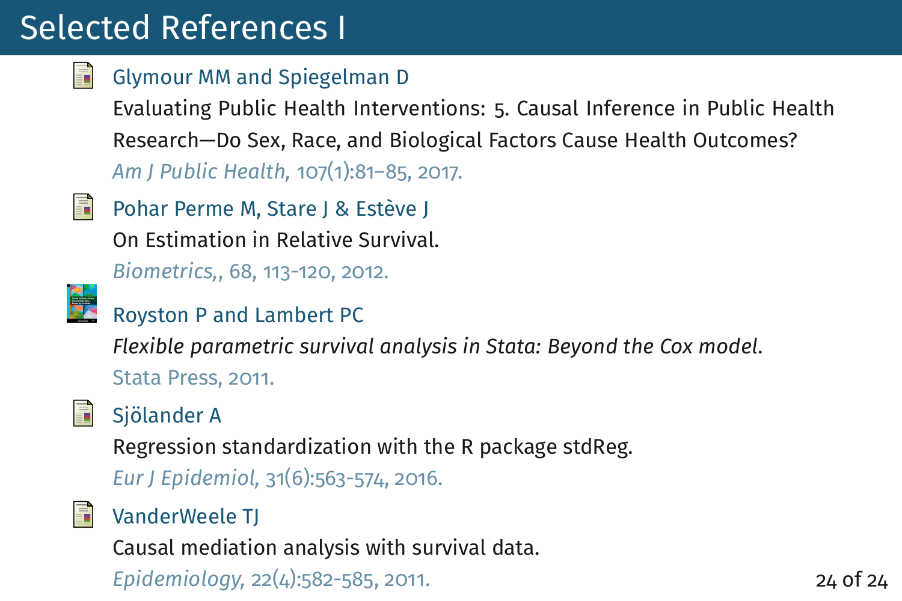# Selected References I

- Glymour MM and Spiegelman D
  Evaluating Public Health Interventions: 5. Causal Inference in Public Health Research—Do Sex, Race, and Biological Factors Cause Health Outcomes?
  *Am J Public Health*, 107(1):81–85, 2017.

- Pohar Perme M, Stare J & Estève J
  On Estimation in Relative Survival.
  *Biometrics*,, 68, 113-120, 2012.

- Royston P and Lambert PC
  *Flexible parametric survival analysis in Stata: Beyond the Cox model.*
  Stata Press, 2011.

- Sjölander A
  Regression standardization with the R package stdReg.
  *Eur J Epidemiol*, 31(6):563-574, 2016.

- VanderWeele TJ
  Causal mediation analysis with survival data.
  *Epidemiology*, 22(4):582-585, 2011.